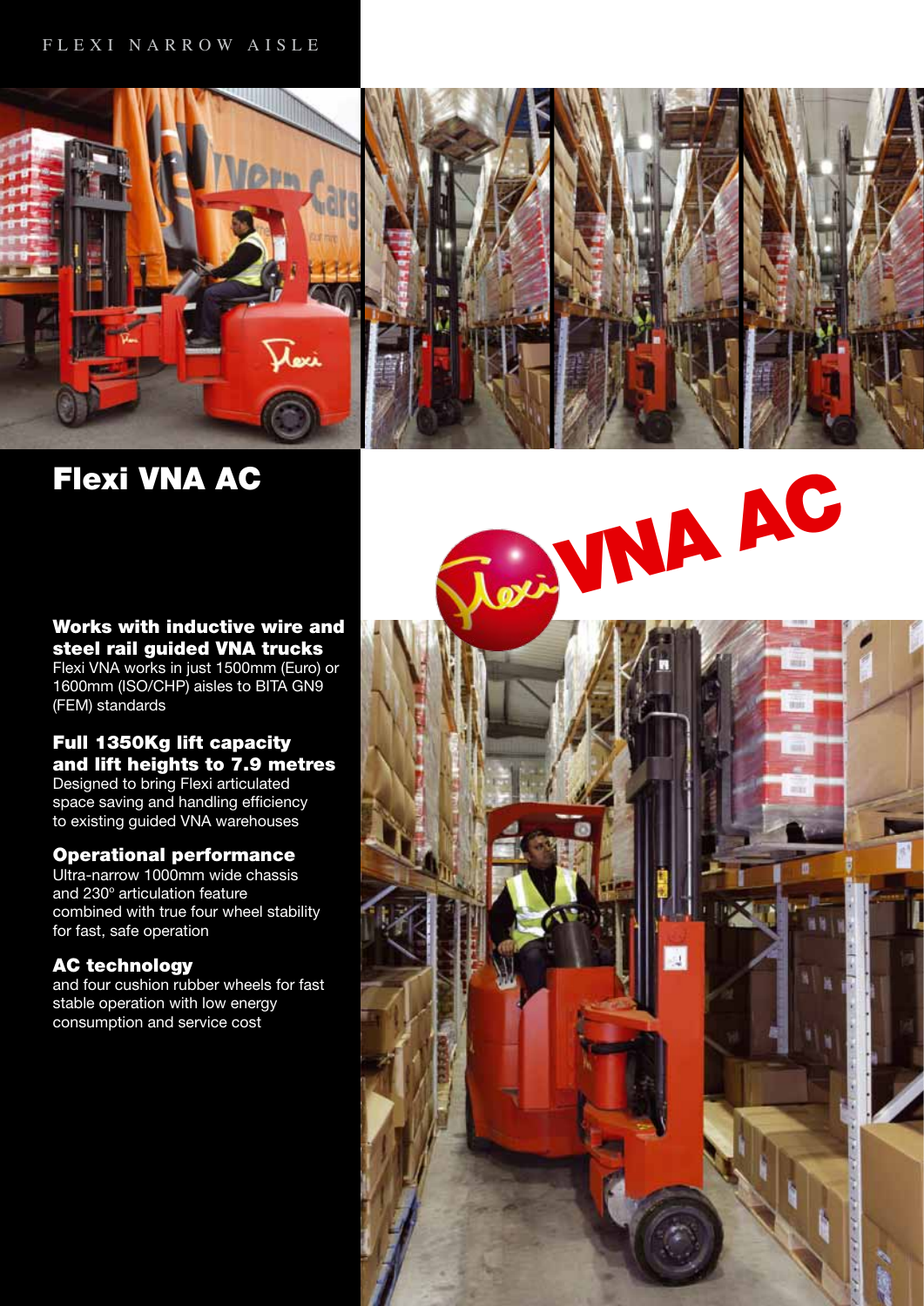FLEXI NARROW AISLE

# Flexi VNA AC

VNA AC

### Works with inductive wire and steel rail guided VNA trucks

Flexi VNA works in just 1500mm (Euro) or 1600mm (ISO/CHP) aisles to BITA GN9 (FEM) standards

### Full 1350Kg lift capacity and lift heights to 7.9 metres

Designed to bring Flexi articulated space saving and handling efficiency to existing guided VNA warehouses

### Operational performance

Ultra-narrow 1000mm wide chassis and 230º articulation feature combined with true four wheel stability for fast, safe operation

### AC technology

and four cushion rubber wheels for fast stable operation with low energy consumption and service cost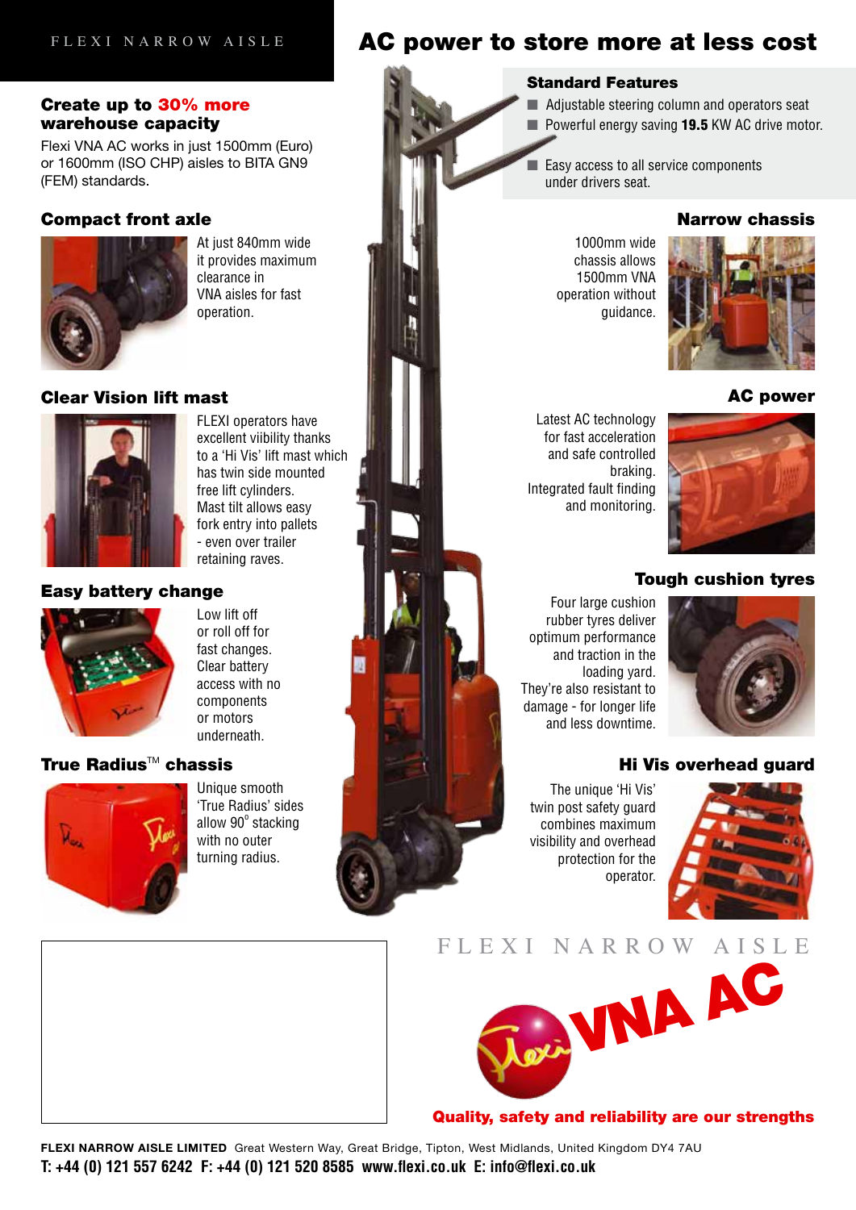FLEXI NARROW AISLE

# AC power to store more at less cost

## Create up to 30% more warehouse capacity

Flexi VNA AC works in just 1500mm (Euro) or 1600mm (ISO CHP) aisles to BITA GN9 (FEM) standards.

### Standard Features

- Adjustable steering column and operators seat
- Powerful energy saving **19.5** KW AC drive motor.
- Easy access to all service components under drivers seat.

### Compact front axle

At just 840mm wide it provides maximum clearance in VNA aisles for fast operation.

### Narrow chassis

1000mm wide chassis allows 1500mm VNA operation without guidance.

### Clear Vision lift mast

FLEXI operators have excellent viibility thanks to a 'Hi Vis' lift mast which has twin side mounted free lift cylinders. Mast tilt allows easy fork entry into pallets - even over trailer retaining raves.

### AC power

Latest AC technology for fast acceleration and safe controlled braking. Integrated fault finding and monitoring.

### Easy battery change

Low lift off or roll off for fast changes. Clear Battery access with no components or motors underneath.

### Tough cushion tyres

Four large cushion rubber tyres deliver optimum performance and traction in the loading yard. They're also resistant to damage - for longer life and less downtime.

### True Radius™ chassis

Unique smooth 'True Radius' sides allow 90° stacking with no outer turning radius.

### Hi Vis overhead guard

The unique 'Hi Vis' twin post safety guard combines maximum visibility and overhead protection for the operator.

FLEXI NARROW AISLE

VNA AC

**Quality, safety and reliability are our strengths**

**FLEXI NARROW AISLE LIMITED** Great Western Way, Great Bridge, Tipton, West Midlands, United Kingdom DY4 7AU
**T: +44 (0) 121 557 6242 F: +44 (0) 121 520 8585 www.flexi.co.uk E: info@flexi.co.uk**